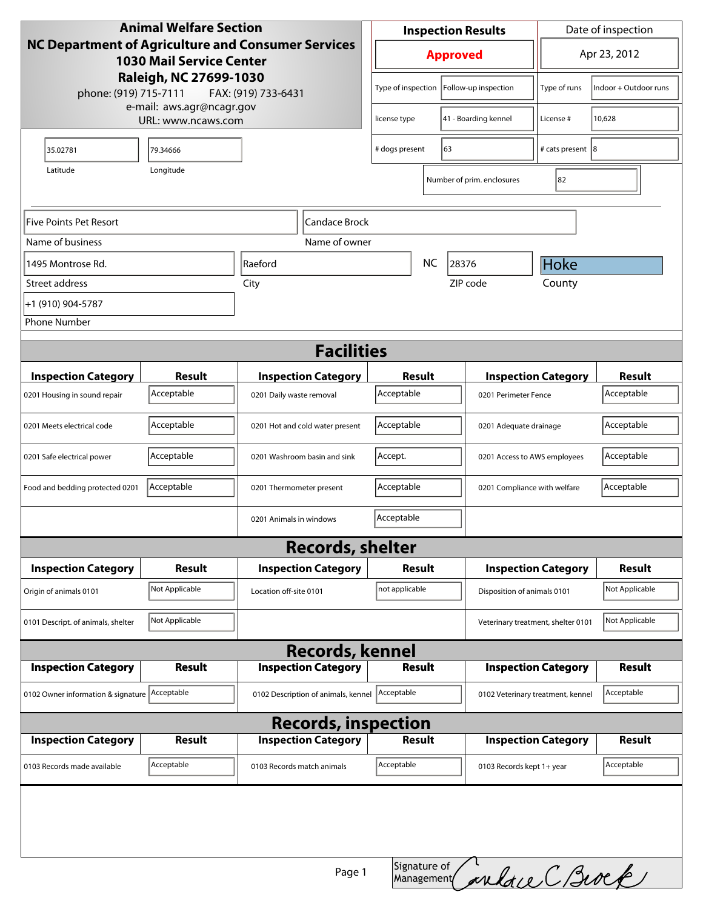**Animal Welfare Section**
**NC Department of Agriculture and Consumer Services**
**1030 Mail Service Center**
**Raleigh, NC 27699-1030**
phone: (919) 715-7111 FAX: (919) 733-6431
e-mail: aws.agr@ncagr.gov
URL: www.ncaws.com

| Inspection Results | Date of inspection |
|---|---|
| **Approved** | Apr 23, 2012 |

| | | | |
|---|---|---|---|
| Type of inspection | Follow-up inspection | Type of runs | Indoor + Outdoor runs |
| license type | 41 - Boarding kennel | License # | 10,628 |
| # dogs present | 63 | # cats present | 8 |
| Number of prim. enclosures | 82 | | |

| Latitude | Longitude |
|---|---|
| 35.02781 | 79.34666 |

| Name of business | Name of owner |
|---|---|
| Five Points Pet Resort | Candace Brock |

| Street address | City | State | ZIP code | County |
|---|---|---|---|---|
| 1495 Montrose Rd. | Raeford | NC | 28376 | Hoke |

Phone Number: +1 (910) 904-5787

## Facilities

| Inspection Category | Result | Inspection Category | Result | Inspection Category | Result |
|---|---|---|---|---|---|
| 0201 Housing in sound repair | Acceptable | 0201 Daily waste removal | Acceptable | 0201 Perimeter Fence | Acceptable |
| 0201 Meets electrical code | Acceptable | 0201 Hot and cold water present | Acceptable | 0201 Adequate drainage | Acceptable |
| 0201 Safe electrical power | Acceptable | 0201 Washroom basin and sink | Accept. | 0201 Access to AWS employees | Acceptable |
| Food and bedding protected 0201 | Acceptable | 0201 Thermometer present | Acceptable | 0201 Compliance with welfare | Acceptable |
| | | 0201 Animals in windows | Acceptable | | |

## Records, shelter

| Inspection Category | Result | Inspection Category | Result | Inspection Category | Result |
|---|---|---|---|---|---|
| Origin of animals 0101 | Not Applicable | Location off-site 0101 | not applicable | Disposition of animals 0101 | Not Applicable |
| 0101 Descript. of animals, shelter | Not Applicable | | | Veterinary treatment, shelter 0101 | Not Applicable |

## Records, kennel

| Inspection Category | Result | Inspection Category | Result | Inspection Category | Result |
|---|---|---|---|---|---|
| 0102 Owner information & signature | Acceptable | 0102 Description of animals, kennel | Acceptable | 0102 Veterinary treatment, kennel | Acceptable |

## Records, inspection

| Inspection Category | Result | Inspection Category | Result | Inspection Category | Result |
|---|---|---|---|---|---|
| 0103 Records made available | Acceptable | 0103 Records match animals | Acceptable | 0103 Records kept 1+ year | Acceptable |

Signature of Management: Candace C Brock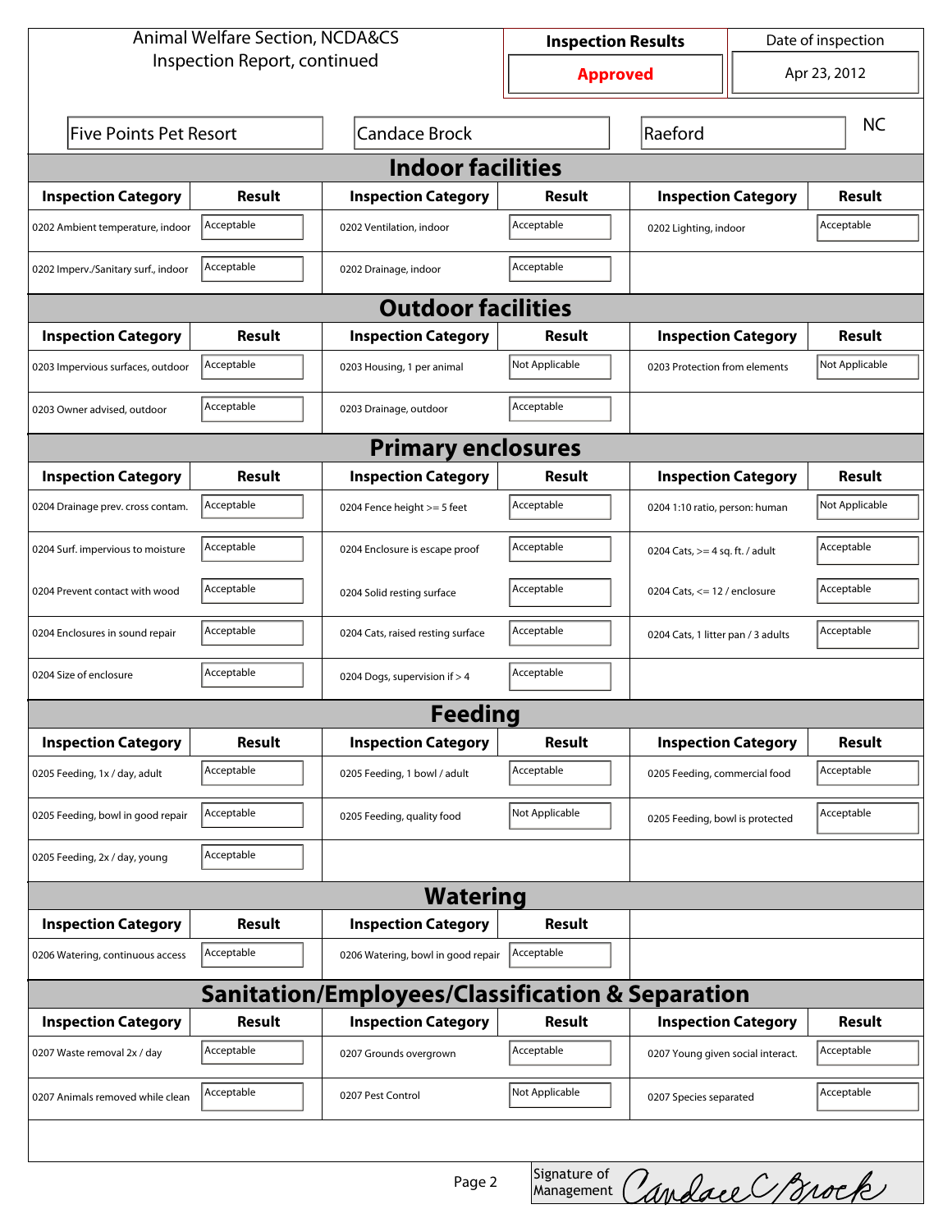Animal Welfare Section, NCDA&CS
Inspection Report, continued

| Inspection Results | Date of inspection |
| --- | --- |
| Approved | Apr 23, 2012 |

| Five Points Pet Resort | Candace Brock | Raeford | NC |
| --- | --- | --- | --- |

## Indoor facilities

| Inspection Category | Result | Inspection Category | Result | Inspection Category | Result |
| --- | --- | --- | --- | --- | --- |
| 0202 Ambient temperature, indoor | Acceptable | 0202 Ventilation, indoor | Acceptable | 0202 Lighting, indoor | Acceptable |
| 0202 Imperv./Sanitary surf., indoor | Acceptable | 0202 Drainage, indoor | Acceptable | | |

## Outdoor facilities

| Inspection Category | Result | Inspection Category | Result | Inspection Category | Result |
| --- | --- | --- | --- | --- | --- |
| 0203 Impervious surfaces, outdoor | Acceptable | 0203 Housing, 1 per animal | Not Applicable | 0203 Protection from elements | Not Applicable |
| 0203 Owner advised, outdoor | Acceptable | 0203 Drainage, outdoor | Acceptable | | |

## Primary enclosures

| Inspection Category | Result | Inspection Category | Result | Inspection Category | Result |
| --- | --- | --- | --- | --- | --- |
| 0204 Drainage prev. cross contam. | Acceptable | 0204 Fence height >= 5 feet | Acceptable | 0204 1:10 ratio, person: human | Not Applicable |
| 0204 Surf. impervious to moisture | Acceptable | 0204 Enclosure is escape proof | Acceptable | 0204 Cats, >= 4 sq. ft. / adult | Acceptable |
| 0204 Prevent contact with wood | Acceptable | 0204 Solid resting surface | Acceptable | 0204 Cats, <= 12 / enclosure | Acceptable |
| 0204 Enclosures in sound repair | Acceptable | 0204 Cats, raised resting surface | Acceptable | 0204 Cats, 1 litter pan / 3 adults | Acceptable |
| 0204 Size of enclosure | Acceptable | 0204 Dogs, supervision if > 4 | Acceptable | | |

## Feeding

| Inspection Category | Result | Inspection Category | Result | Inspection Category | Result |
| --- | --- | --- | --- | --- | --- |
| 0205 Feeding, 1x / day, adult | Acceptable | 0205 Feeding, 1 bowl / adult | Acceptable | 0205 Feeding, commercial food | Acceptable |
| 0205 Feeding, bowl in good repair | Acceptable | 0205 Feeding, quality food | Not Applicable | 0205 Feeding, bowl is protected | Acceptable |
| 0205 Feeding, 2x / day, young | Acceptable | | | | |

## Watering

| Inspection Category | Result | Inspection Category | Result |
| --- | --- | --- | --- |
| 0206 Watering, continuous access | Acceptable | 0206 Watering, bowl in good repair | Acceptable |

## Sanitation/Employees/Classification & Separation

| Inspection Category | Result | Inspection Category | Result | Inspection Category | Result |
| --- | --- | --- | --- | --- | --- |
| 0207 Waste removal 2x / day | Acceptable | 0207 Grounds overgrown | Acceptable | 0207 Young given social interact. | Acceptable |
| 0207 Animals removed while clean | Acceptable | 0207 Pest Control | Not Applicable | 0207 Species separated | Acceptable |

Signature of Management: Candace C Brock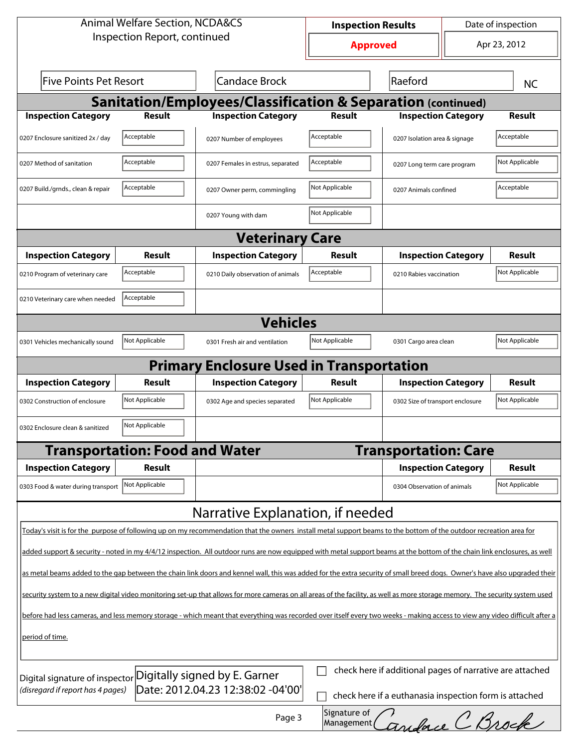Animal Welfare Section, NCDA&CS
Inspection Report, continued

| Inspection Results | Date of inspection |
|---|---|
| **Approved** | Apr 23, 2012 |

| Five Points Pet Resort | Candace Brock | Raeford | NC |
|---|---|---|---|

## Sanitation/Employees/Classification & Separation (continued)

| Inspection Category | Result | Inspection Category | Result | Inspection Category | Result |
|---|---|---|---|---|---|
| 0207 Enclosure sanitized 2x / day | Acceptable | 0207 Number of employees | Acceptable | 0207 Isolation area & signage | Acceptable |
| 0207 Method of sanitation | Acceptable | 0207 Females in estrus, separated | Acceptable | 0207 Long term care program | Not Applicable |
| 0207 Build./grnds., clean & repair | Acceptable | 0207 Owner perm, commingling | Not Applicable | 0207 Animals confined | Acceptable |
| | | 0207 Young with dam | Not Applicable | | |

## Veterinary Care

| Inspection Category | Result | Inspection Category | Result | Inspection Category | Result |
|---|---|---|---|---|---|
| 0210 Program of veterinary care | Acceptable | 0210 Daily observation of animals | Acceptable | 0210 Rabies vaccination | Not Applicable |
| 0210 Veterinary care when needed | Acceptable | | | | |

## Vehicles

| Inspection Category | Result | Inspection Category | Result | Inspection Category | Result |
|---|---|---|---|---|---|
| 0301 Vehicles mechanically sound | Not Applicable | 0301 Fresh air and ventilation | Not Applicable | 0301 Cargo area clean | Not Applicable |

## Primary Enclosure Used in Transportation

| Inspection Category | Result | Inspection Category | Result | Inspection Category | Result |
|---|---|---|---|---|---|
| 0302 Construction of enclosure | Not Applicable | 0302 Age and species separated | Not Applicable | 0302 Size of transport enclosure | Not Applicable |
| 0302 Enclosure clean & sanitized | Not Applicable | | | | |

## Transportation: Food and Water / Transportation: Care

| Inspection Category | Result | | Inspection Category | Result |
|---|---|---|---|---|
| 0303 Food & water during transport | Not Applicable | | 0304 Observation of animals | Not Applicable |

## Narrative Explanation, if needed

Today's visit is for the purpose of following up on my recommendation that the owners install metal support beams to the bottom of the outdoor recreation area for added support & security - noted in my 4/4/12 inspection. All outdoor runs are now equipped with metal support beams at the bottom of the chain link enclosures, as well as metal beams added to the gap between the chain link doors and kennel wall, this was added for the extra security of small breed dogs. Owner's have also upgraded their security system to a new digital video monitoring set-up that allows for more cameras on all areas of the facility, as well as more storage memory. The security system used before had less cameras, and less memory storage - which meant that everything was recorded over itself every two weeks - making access to view any video difficult after a period of time.

Digital signature of inspector *(disregard if report has 4 pages)*: Digitally signed by E. Garner Date: 2012.04.23 12:38:02 -04'00'

☐ check here if additional pages of narrative are attached

☐ check here if a euthanasia inspection form is attached

Signature of Management: Candace C Brock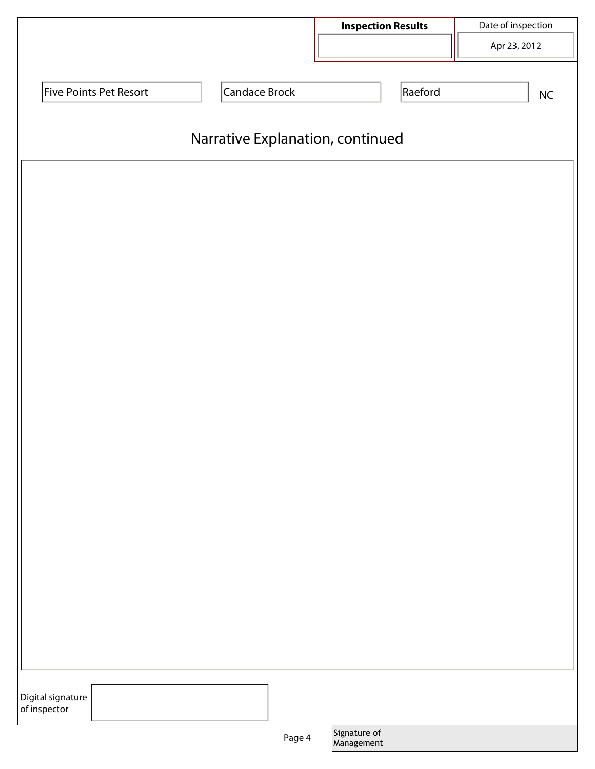**Inspection Results**

Date of inspection: Apr 23, 2012

Five Points Pet Resort | Candace Brock | Raeford | NC

## Narrative Explanation, continued

Digital signature of inspector

Signature of Management